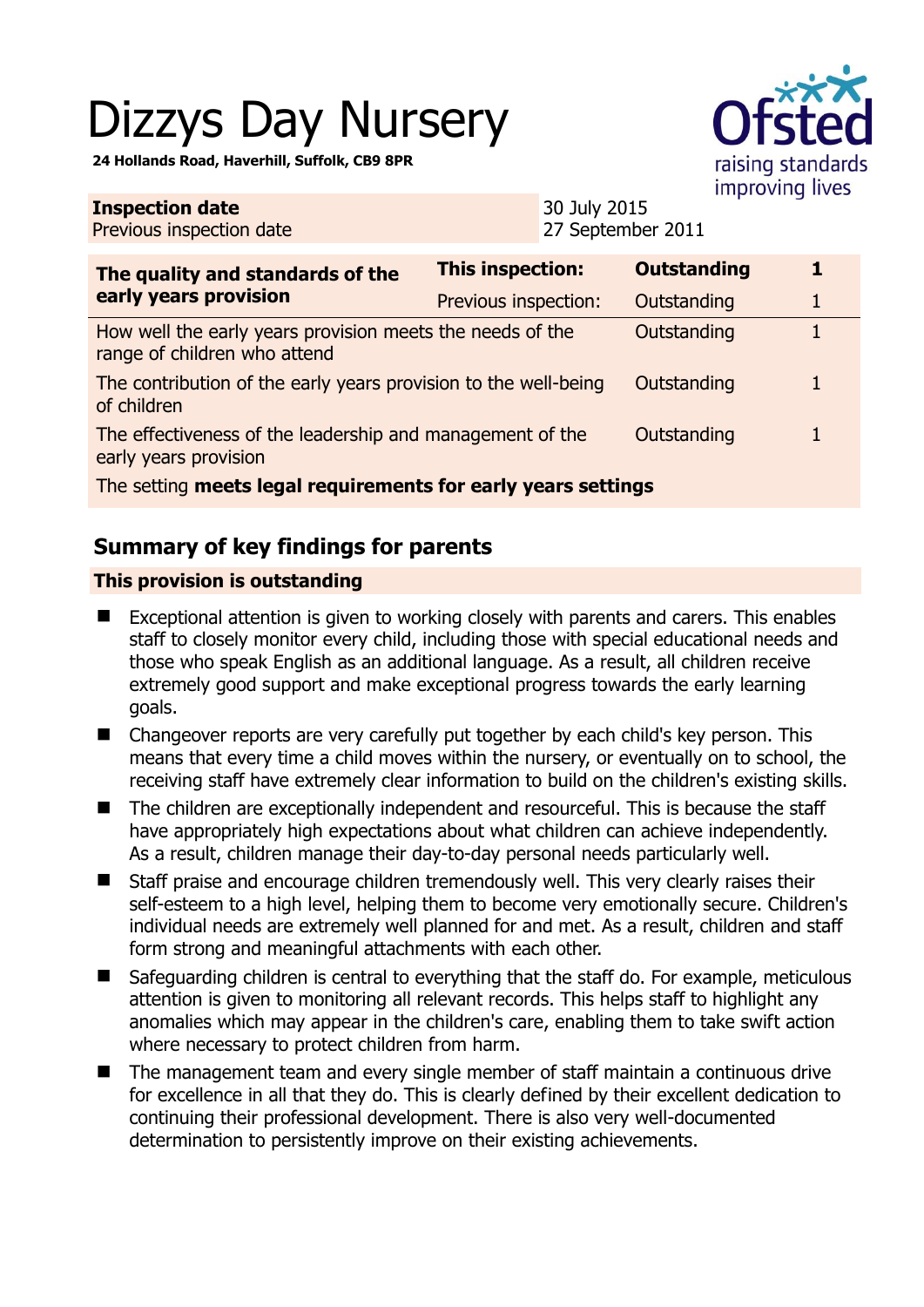# Dizzys Day Nursery

**24 Hollands Road, Haverhill, Suffolk, CB9 8PR**

| **Inspection date** | 30 July 2015 |
|---|---|
| Previous inspection date | 27 September 2011 |

| **The quality and standards of the early years provision** | **This inspection:** | **Outstanding** | **1** |
|---|---|---|---|
| | Previous inspection: | Outstanding | 1 |
| How well the early years provision meets the needs of the range of children who attend | | Outstanding | 1 |
| The contribution of the early years provision to the well-being of children | | Outstanding | 1 |
| The effectiveness of the leadership and management of the early years provision | | Outstanding | 1 |
| The setting **meets legal requirements for early years settings** | | | |

## Summary of key findings for parents

### This provision is outstanding

- Exceptional attention is given to working closely with parents and carers. This enables staff to closely monitor every child, including those with special educational needs and those who speak English as an additional language. As a result, all children receive extremely good support and make exceptional progress towards the early learning goals.
- Changeover reports are very carefully put together by each child's key person. This means that every time a child moves within the nursery, or eventually on to school, the receiving staff have extremely clear information to build on the children's existing skills.
- The children are exceptionally independent and resourceful. This is because the staff have appropriately high expectations about what children can achieve independently. As a result, children manage their day-to-day personal needs particularly well.
- Staff praise and encourage children tremendously well. This very clearly raises their self-esteem to a high level, helping them to become very emotionally secure. Children's individual needs are extremely well planned for and met. As a result, children and staff form strong and meaningful attachments with each other.
- Safeguarding children is central to everything that the staff do. For example, meticulous attention is given to monitoring all relevant records. This helps staff to highlight any anomalies which may appear in the children's care, enabling them to take swift action where necessary to protect children from harm.
- The management team and every single member of staff maintain a continuous drive for excellence in all that they do. This is clearly defined by their excellent dedication to continuing their professional development. There is also very well-documented determination to persistently improve on their existing achievements.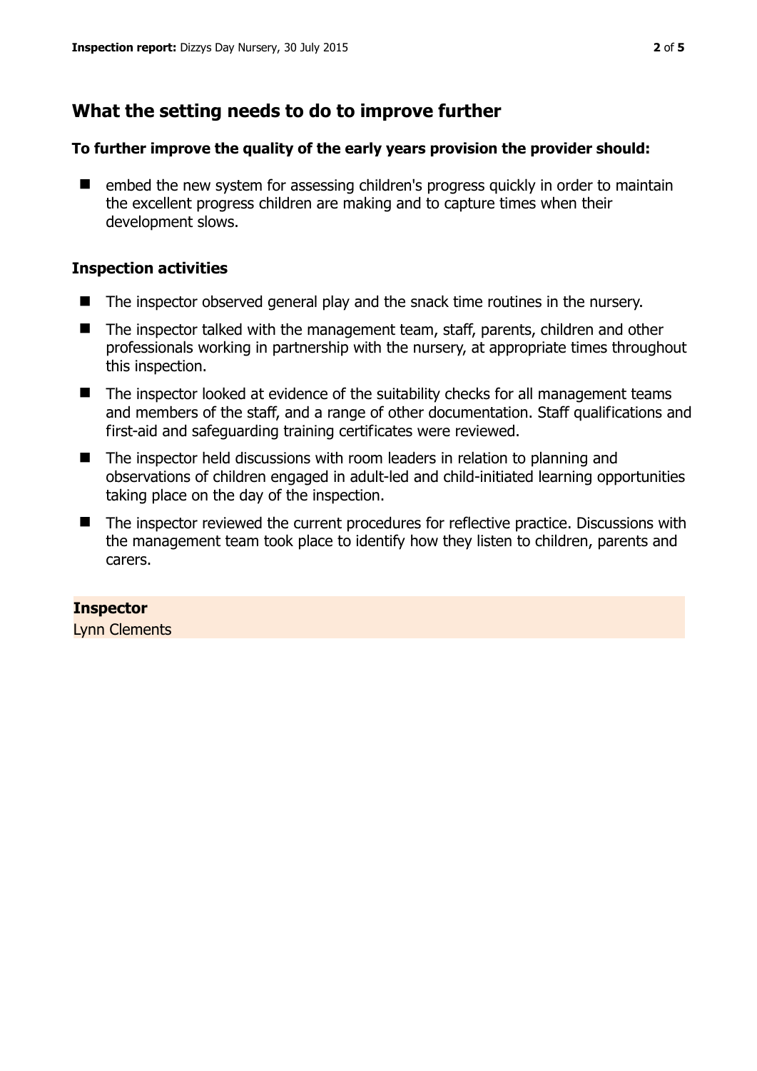## What the setting needs to do to improve further

**To further improve the quality of the early years provision the provider should:**

- embed the new system for assessing children's progress quickly in order to maintain the excellent progress children are making and to capture times when their development slows.

### Inspection activities

- The inspector observed general play and the snack time routines in the nursery.
- The inspector talked with the management team, staff, parents, children and other professionals working in partnership with the nursery, at appropriate times throughout this inspection.
- The inspector looked at evidence of the suitability checks for all management teams and members of the staff, and a range of other documentation. Staff qualifications and first-aid and safeguarding training certificates were reviewed.
- The inspector held discussions with room leaders in relation to planning and observations of children engaged in adult-led and child-initiated learning opportunities taking place on the day of the inspection.
- The inspector reviewed the current procedures for reflective practice. Discussions with the management team took place to identify how they listen to children, parents and carers.

**Inspector**
Lynn Clements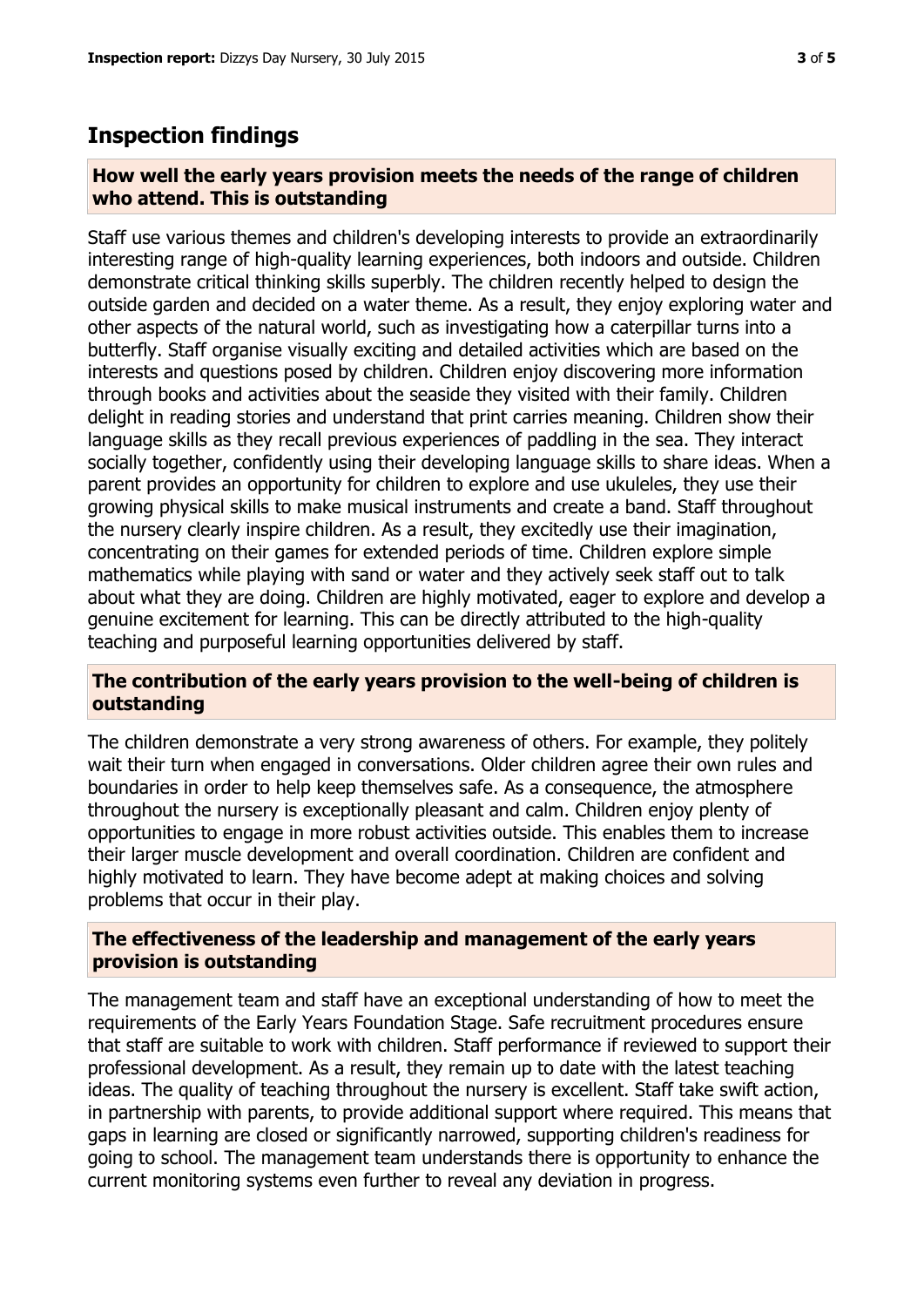## Inspection findings

### How well the early years provision meets the needs of the range of children who attend. This is outstanding

Staff use various themes and children's developing interests to provide an extraordinarily interesting range of high-quality learning experiences, both indoors and outside. Children demonstrate critical thinking skills superbly. The children recently helped to design the outside garden and decided on a water theme. As a result, they enjoy exploring water and other aspects of the natural world, such as investigating how a caterpillar turns into a butterfly. Staff organise visually exciting and detailed activities which are based on the interests and questions posed by children. Children enjoy discovering more information through books and activities about the seaside they visited with their family. Children delight in reading stories and understand that print carries meaning. Children show their language skills as they recall previous experiences of paddling in the sea. They interact socially together, confidently using their developing language skills to share ideas. When a parent provides an opportunity for children to explore and use ukuleles, they use their growing physical skills to make musical instruments and create a band. Staff throughout the nursery clearly inspire children. As a result, they excitedly use their imagination, concentrating on their games for extended periods of time. Children explore simple mathematics while playing with sand or water and they actively seek staff out to talk about what they are doing. Children are highly motivated, eager to explore and develop a genuine excitement for learning. This can be directly attributed to the high-quality teaching and purposeful learning opportunities delivered by staff.

### The contribution of the early years provision to the well-being of children is outstanding

The children demonstrate a very strong awareness of others. For example, they politely wait their turn when engaged in conversations. Older children agree their own rules and boundaries in order to help keep themselves safe. As a consequence, the atmosphere throughout the nursery is exceptionally pleasant and calm. Children enjoy plenty of opportunities to engage in more robust activities outside. This enables them to increase their larger muscle development and overall coordination. Children are confident and highly motivated to learn. They have become adept at making choices and solving problems that occur in their play.

### The effectiveness of the leadership and management of the early years provision is outstanding

The management team and staff have an exceptional understanding of how to meet the requirements of the Early Years Foundation Stage. Safe recruitment procedures ensure that staff are suitable to work with children. Staff performance if reviewed to support their professional development. As a result, they remain up to date with the latest teaching ideas. The quality of teaching throughout the nursery is excellent. Staff take swift action, in partnership with parents, to provide additional support where required. This means that gaps in learning are closed or significantly narrowed, supporting children's readiness for going to school. The management team understands there is opportunity to enhance the current monitoring systems even further to reveal any deviation in progress.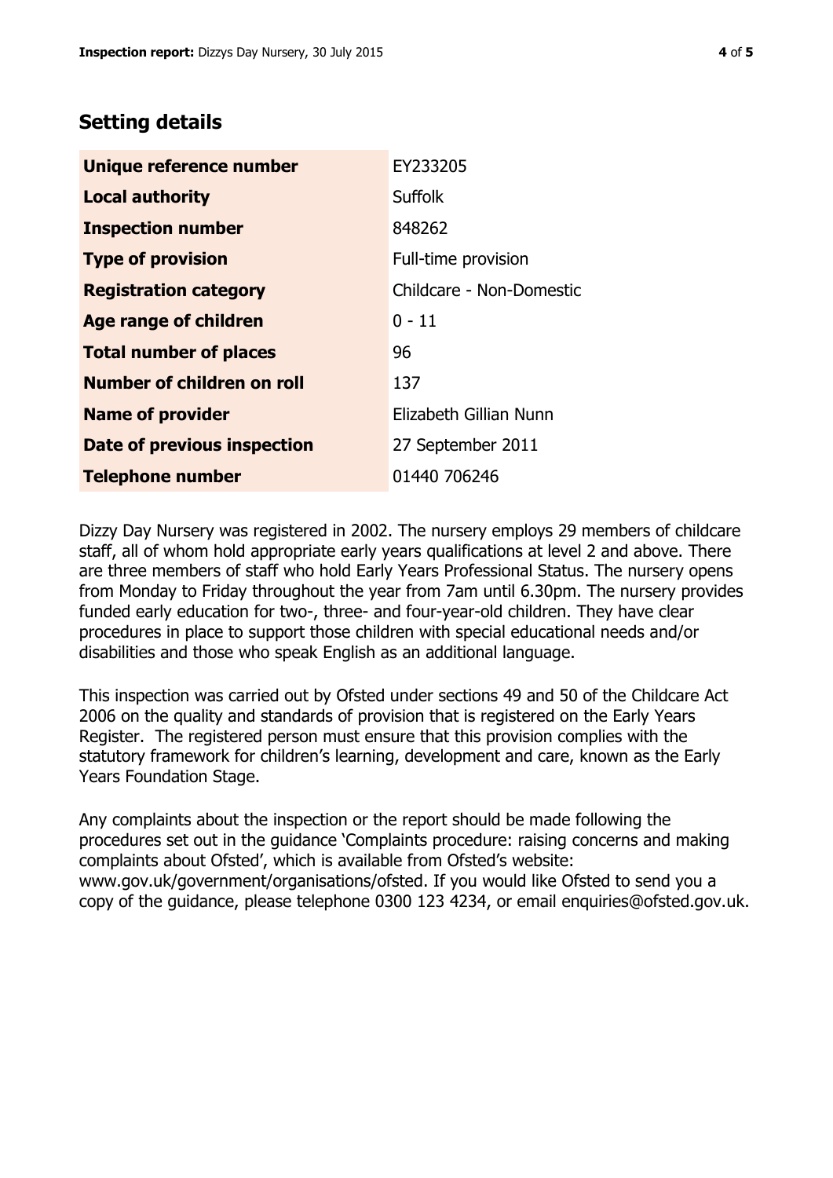## Setting details

| | |
|---|---|
| **Unique reference number** | EY233205 |
| **Local authority** | Suffolk |
| **Inspection number** | 848262 |
| **Type of provision** | Full-time provision |
| **Registration category** | Childcare - Non-Domestic |
| **Age range of children** | 0 - 11 |
| **Total number of places** | 96 |
| **Number of children on roll** | 137 |
| **Name of provider** | Elizabeth Gillian Nunn |
| **Date of previous inspection** | 27 September 2011 |
| **Telephone number** | 01440 706246 |

Dizzy Day Nursery was registered in 2002. The nursery employs 29 members of childcare staff, all of whom hold appropriate early years qualifications at level 2 and above. There are three members of staff who hold Early Years Professional Status. The nursery opens from Monday to Friday throughout the year from 7am until 6.30pm. The nursery provides funded early education for two-, three- and four-year-old children. They have clear procedures in place to support those children with special educational needs and/or disabilities and those who speak English as an additional language.

This inspection was carried out by Ofsted under sections 49 and 50 of the Childcare Act 2006 on the quality and standards of provision that is registered on the Early Years Register. The registered person must ensure that this provision complies with the statutory framework for children's learning, development and care, known as the Early Years Foundation Stage.

Any complaints about the inspection or the report should be made following the procedures set out in the guidance 'Complaints procedure: raising concerns and making complaints about Ofsted', which is available from Ofsted's website: www.gov.uk/government/organisations/ofsted. If you would like Ofsted to send you a copy of the guidance, please telephone 0300 123 4234, or email enquiries@ofsted.gov.uk.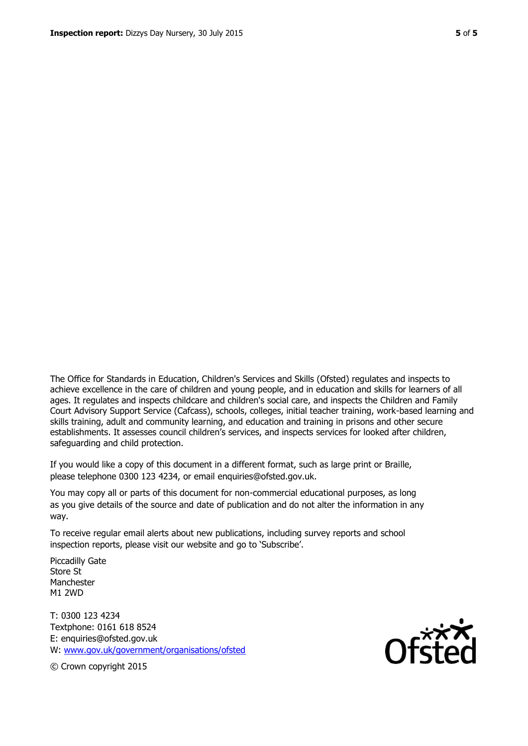The Office for Standards in Education, Children's Services and Skills (Ofsted) regulates and inspects to achieve excellence in the care of children and young people, and in education and skills for learners of all ages. It regulates and inspects childcare and children's social care, and inspects the Children and Family Court Advisory Support Service (Cafcass), schools, colleges, initial teacher training, work-based learning and skills training, adult and community learning, and education and training in prisons and other secure establishments. It assesses council children's services, and inspects services for looked after children, safeguarding and child protection.

If you would like a copy of this document in a different format, such as large print or Braille, please telephone 0300 123 4234, or email enquiries@ofsted.gov.uk.

You may copy all or parts of this document for non-commercial educational purposes, as long as you give details of the source and date of publication and do not alter the information in any way.

To receive regular email alerts about new publications, including survey reports and school inspection reports, please visit our website and go to 'Subscribe'.

Piccadilly Gate
Store St
Manchester
M1 2WD

T: 0300 123 4234
Textphone: 0161 618 8524
E: enquiries@ofsted.gov.uk
W: www.gov.uk/government/organisations/ofsted

© Crown copyright 2015

Ofsted